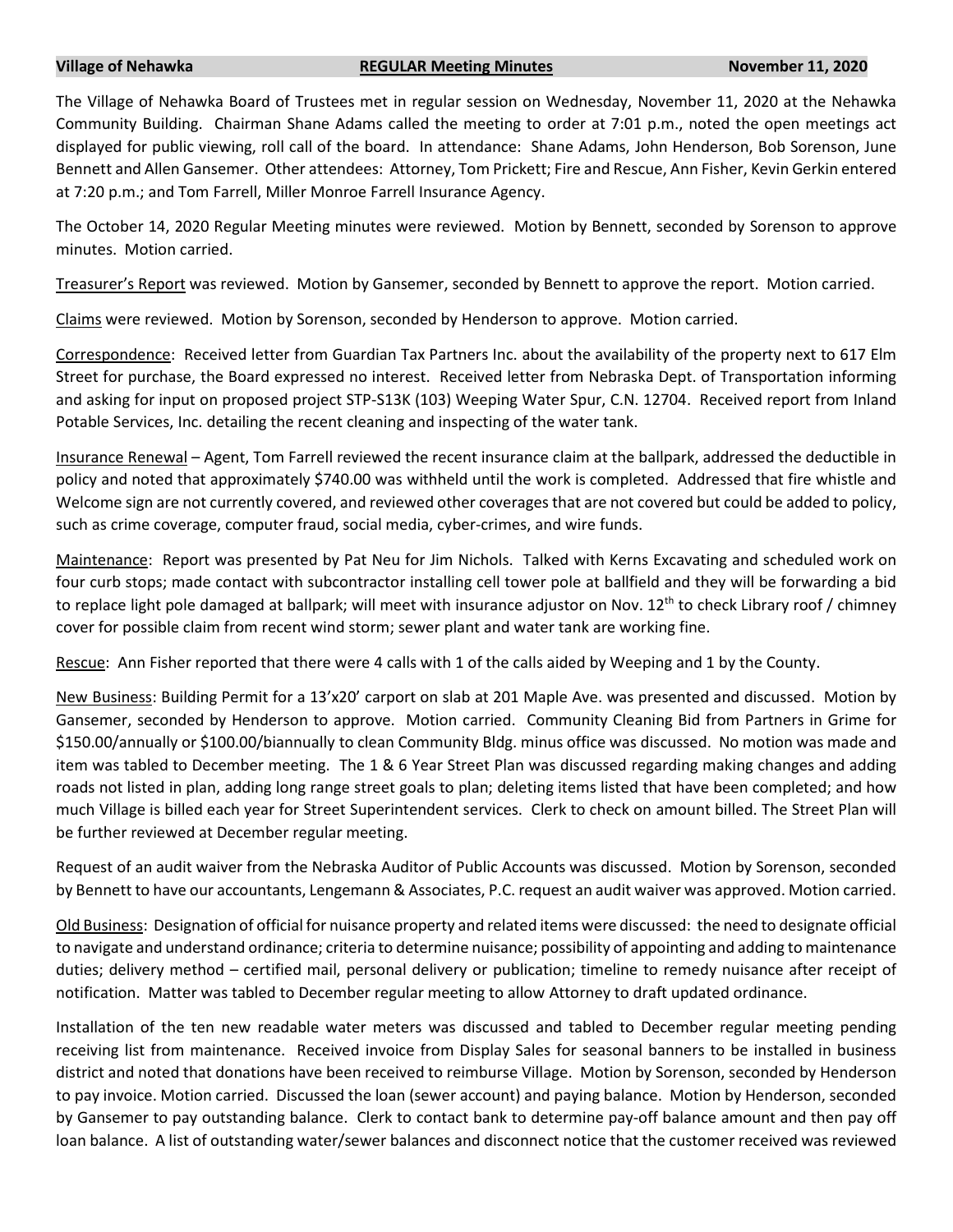**Village of Nehawka** **REGULAR Meeting Minutes** **November 11, 2020**

The Village of Nehawka Board of Trustees met in regular session on Wednesday, November 11, 2020 at the Nehawka Community Building. Chairman Shane Adams called the meeting to order at 7:01 p.m., noted the open meetings act displayed for public viewing, roll call of the board. In attendance: Shane Adams, John Henderson, Bob Sorenson, June Bennett and Allen Gansemer. Other attendees: Attorney, Tom Prickett; Fire and Rescue, Ann Fisher, Kevin Gerkin entered at 7:20 p.m.; and Tom Farrell, Miller Monroe Farrell Insurance Agency.

The October 14, 2020 Regular Meeting minutes were reviewed. Motion by Bennett, seconded by Sorenson to approve minutes. Motion carried.

Treasurer's Report was reviewed. Motion by Gansemer, seconded by Bennett to approve the report. Motion carried.

Claims were reviewed. Motion by Sorenson, seconded by Henderson to approve. Motion carried.

Correspondence: Received letter from Guardian Tax Partners Inc. about the availability of the property next to 617 Elm Street for purchase, the Board expressed no interest. Received letter from Nebraska Dept. of Transportation informing and asking for input on proposed project STP-S13K (103) Weeping Water Spur, C.N. 12704. Received report from Inland Potable Services, Inc. detailing the recent cleaning and inspecting of the water tank.

Insurance Renewal – Agent, Tom Farrell reviewed the recent insurance claim at the ballpark, addressed the deductible in policy and noted that approximately $740.00 was withheld until the work is completed. Addressed that fire whistle and Welcome sign are not currently covered, and reviewed other coverages that are not covered but could be added to policy, such as crime coverage, computer fraud, social media, cyber-crimes, and wire funds.

Maintenance: Report was presented by Pat Neu for Jim Nichols. Talked with Kerns Excavating and scheduled work on four curb stops; made contact with subcontractor installing cell tower pole at ballfield and they will be forwarding a bid to replace light pole damaged at ballpark; will meet with insurance adjustor on Nov. 12th to check Library roof / chimney cover for possible claim from recent wind storm; sewer plant and water tank are working fine.

Rescue: Ann Fisher reported that there were 4 calls with 1 of the calls aided by Weeping and 1 by the County.

New Business: Building Permit for a 13'x20' carport on slab at 201 Maple Ave. was presented and discussed. Motion by Gansemer, seconded by Henderson to approve. Motion carried. Community Cleaning Bid from Partners in Grime for $150.00/annually or $100.00/biannually to clean Community Bldg. minus office was discussed. No motion was made and item was tabled to December meeting. The 1 & 6 Year Street Plan was discussed regarding making changes and adding roads not listed in plan, adding long range street goals to plan; deleting items listed that have been completed; and how much Village is billed each year for Street Superintendent services. Clerk to check on amount billed. The Street Plan will be further reviewed at December regular meeting.

Request of an audit waiver from the Nebraska Auditor of Public Accounts was discussed. Motion by Sorenson, seconded by Bennett to have our accountants, Lengemann & Associates, P.C. request an audit waiver was approved. Motion carried.

Old Business: Designation of official for nuisance property and related items were discussed: the need to designate official to navigate and understand ordinance; criteria to determine nuisance; possibility of appointing and adding to maintenance duties; delivery method – certified mail, personal delivery or publication; timeline to remedy nuisance after receipt of notification. Matter was tabled to December regular meeting to allow Attorney to draft updated ordinance.

Installation of the ten new readable water meters was discussed and tabled to December regular meeting pending receiving list from maintenance. Received invoice from Display Sales for seasonal banners to be installed in business district and noted that donations have been received to reimburse Village. Motion by Sorenson, seconded by Henderson to pay invoice. Motion carried. Discussed the loan (sewer account) and paying balance. Motion by Henderson, seconded by Gansemer to pay outstanding balance. Clerk to contact bank to determine pay-off balance amount and then pay off loan balance. A list of outstanding water/sewer balances and disconnect notice that the customer received was reviewed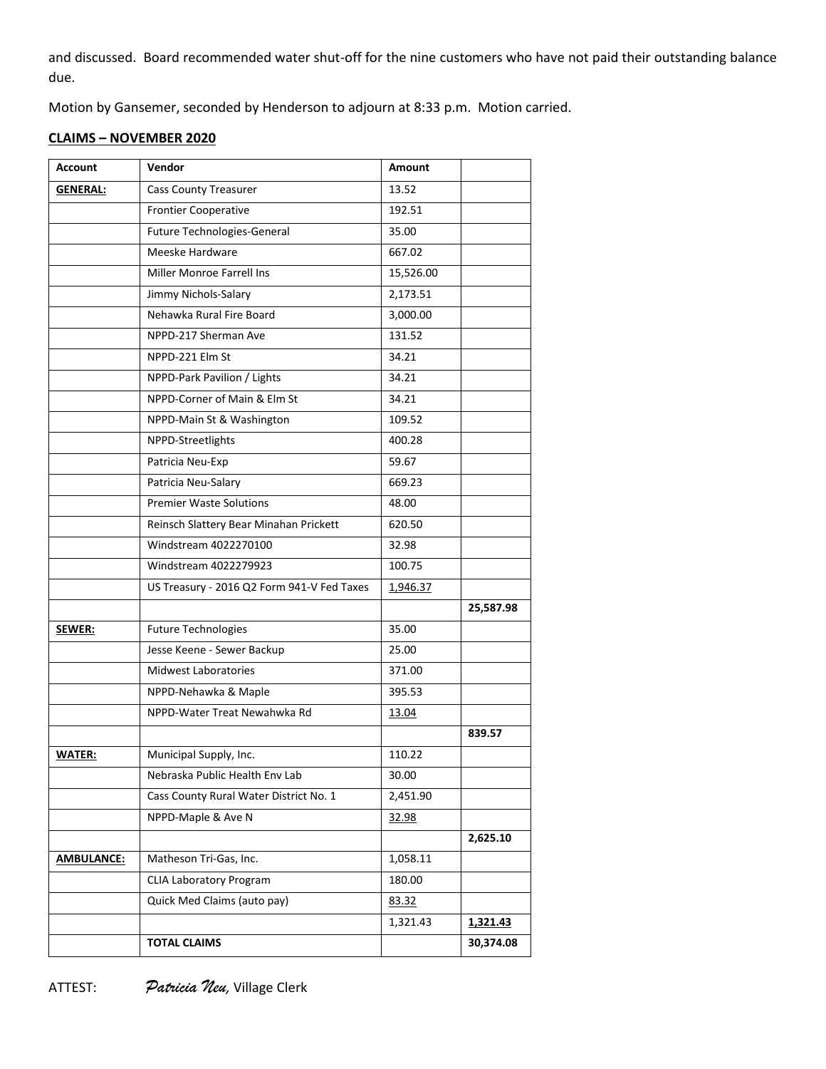and discussed. Board recommended water shut-off for the nine customers who have not paid their outstanding balance due.

Motion by Gansemer, seconded by Henderson to adjourn at 8:33 p.m. Motion carried.

**CLAIMS – NOVEMBER 2020**

| Account | Vendor | Amount | |
|---|---|---|---|
| **GENERAL:** | Cass County Treasurer | 13.52 | |
| | Frontier Cooperative | 192.51 | |
| | Future Technologies-General | 35.00 | |
| | Meeske Hardware | 667.02 | |
| | Miller Monroe Farrell Ins | 15,526.00 | |
| | Jimmy Nichols-Salary | 2,173.51 | |
| | Nehawka Rural Fire Board | 3,000.00 | |
| | NPPD-217 Sherman Ave | 131.52 | |
| | NPPD-221 Elm St | 34.21 | |
| | NPPD-Park Pavilion / Lights | 34.21 | |
| | NPPD-Corner of Main & Elm St | 34.21 | |
| | NPPD-Main St & Washington | 109.52 | |
| | NPPD-Streetlights | 400.28 | |
| | Patricia Neu-Exp | 59.67 | |
| | Patricia Neu-Salary | 669.23 | |
| | Premier Waste Solutions | 48.00 | |
| | Reinsch Slattery Bear Minahan Prickett | 620.50 | |
| | Windstream 4022270100 | 32.98 | |
| | Windstream 4022279923 | 100.75 | |
| | US Treasury - 2016 Q2 Form 941-V Fed Taxes | 1,946.37 | |
| | | | **25,587.98** |
| **SEWER:** | Future Technologies | 35.00 | |
| | Jesse Keene - Sewer Backup | 25.00 | |
| | Midwest Laboratories | 371.00 | |
| | NPPD-Nehawka & Maple | 395.53 | |
| | NPPD-Water Treat Newahwka Rd | 13.04 | |
| | | | **839.57** |
| **WATER:** | Municipal Supply, Inc. | 110.22 | |
| | Nebraska Public Health Env Lab | 30.00 | |
| | Cass County Rural Water District No. 1 | 2,451.90 | |
| | NPPD-Maple & Ave N | 32.98 | |
| | | | **2,625.10** |
| **AMBULANCE:** | Matheson Tri-Gas, Inc. | 1,058.11 | |
| | CLIA Laboratory Program | 180.00 | |
| | Quick Med Claims (auto pay) | 83.32 | |
| | | 1,321.43 | **1,321.43** |
| | **TOTAL CLAIMS** | | **30,374.08** |

ATTEST: *Patricia Neu,* Village Clerk